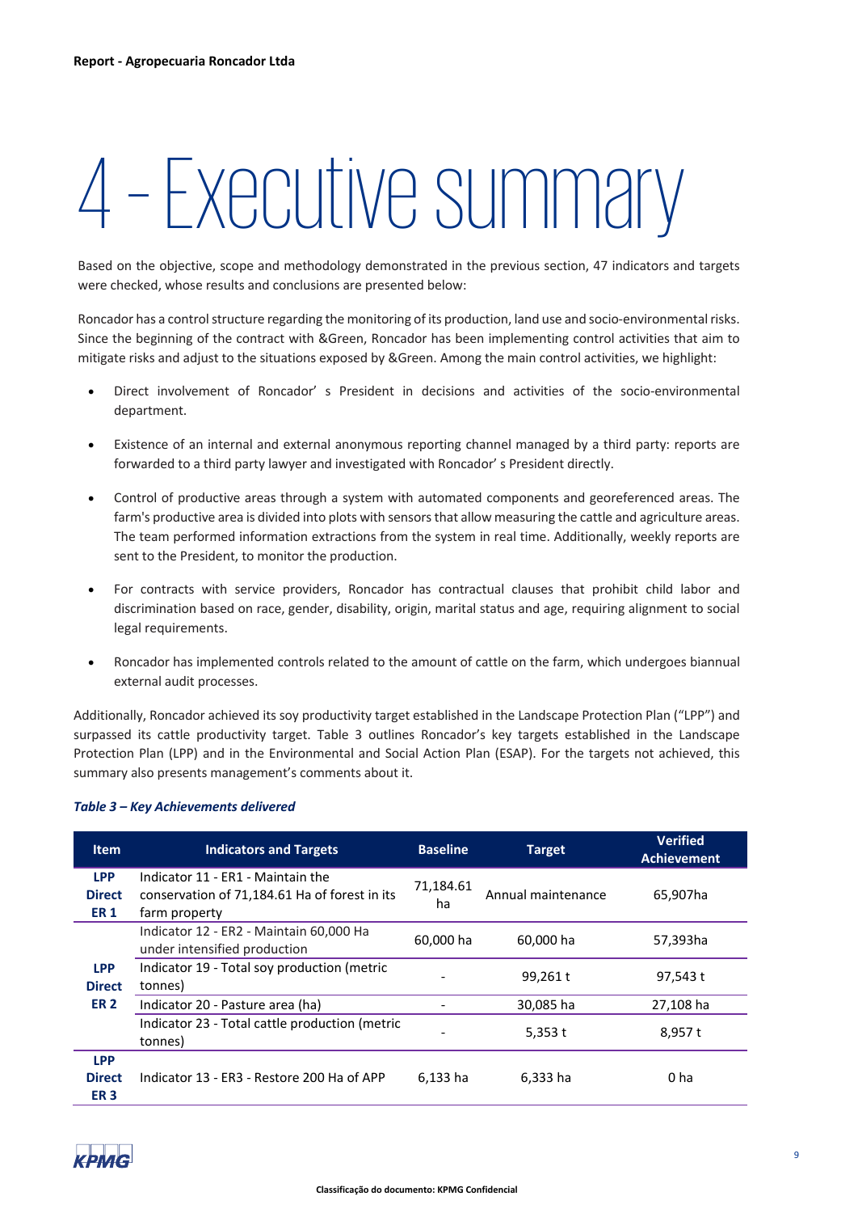# 4 - Executive summary

Based on the objective, scope and methodology demonstrated in the previous section, 47 indicators and targets were checked, whose results and conclusions are presented below:

Roncador has a control structure regarding the monitoring of its production, land use and socio-environmental risks. Since the beginning of the contract with &Green, Roncador has been implementing control activities that aim to mitigate risks and adjust to the situations exposed by &Green. Among the main control activities, we highlight:

- Direct involvement of Roncador' s President in decisions and activities of the socio-environmental department.
- Existence of an internal and external anonymous reporting channel managed by a third party: reports are forwarded to a third party lawyer and investigated with Roncador' s President directly.
- Control of productive areas through a system with automated components and georeferenced areas. The farm's productive area is divided into plots with sensors that allow measuring the cattle and agriculture areas. The team performed information extractions from the system in real time. Additionally, weekly reports are sent to the President, to monitor the production.
- For contracts with service providers, Roncador has contractual clauses that prohibit child labor and discrimination based on race, gender, disability, origin, marital status and age, requiring alignment to social legal requirements.
- Roncador has implemented controls related to the amount of cattle on the farm, which undergoes biannual external audit processes.

Additionally, Roncador achieved its soy productivity target established in the Landscape Protection Plan ("LPP") and surpassed its cattle productivity target. Table 3 outlines Roncador's key targets established in the Landscape Protection Plan (LPP) and in the Environmental and Social Action Plan (ESAP). For the targets not achieved, this summary also presents management's comments about it.

***Table 3 – Key Achievements delivered***

| Item | Indicators and Targets | Baseline | Target | Verified Achievement |
|---|---|---|---|---|
| **LPP Direct ER 1** | Indicator 11 - ER1 - Maintain the conservation of 71,184.61 Ha of forest in its farm property | 71,184.61 ha | Annual maintenance | 65,907ha |
| **LPP Direct ER 2** | Indicator 12 - ER2 - Maintain 60,000 Ha under intensified production | 60,000 ha | 60,000 ha | 57,393ha |
| | Indicator 19 - Total soy production (metric tonnes) | - | 99,261 t | 97,543 t |
| | Indicator 20 - Pasture area (ha) | - | 30,085 ha | 27,108 ha |
| | Indicator 23 - Total cattle production (metric tonnes) | - | 5,353 t | 8,957 t |
| **LPP Direct ER 3** | Indicator 13 - ER3 - Restore 200 Ha of APP | 6,133 ha | 6,333 ha | 0 ha |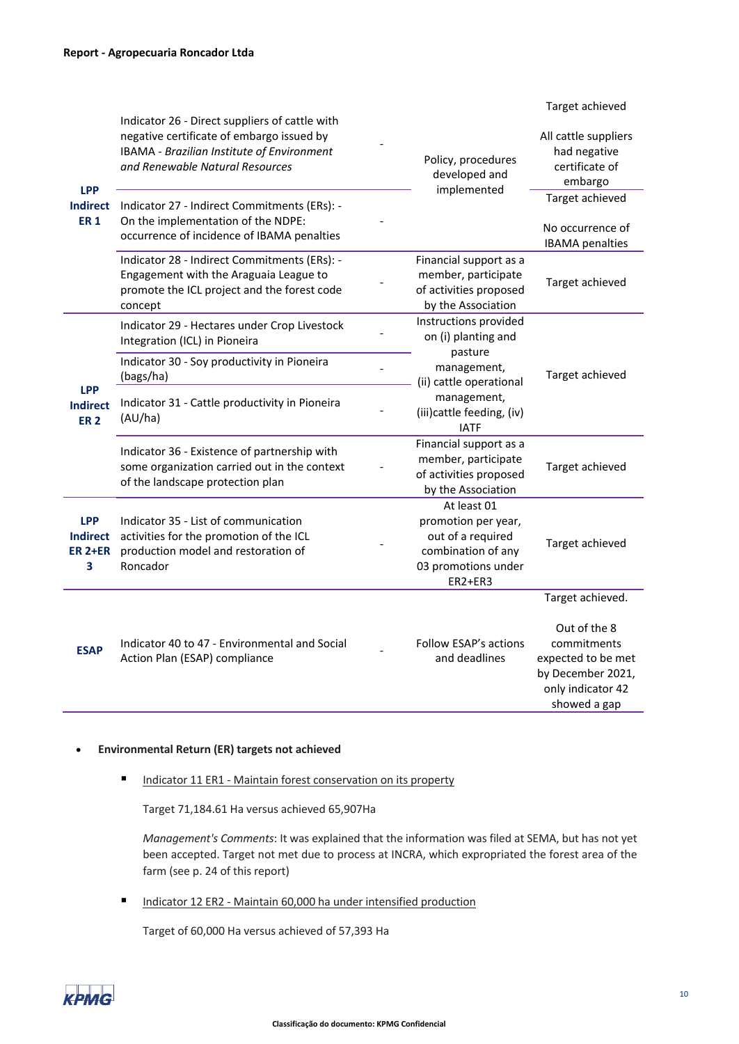| | | | | |
|---|---|---|---|---|
| LPP Indirect ER 1 | Indicator 26 - Direct suppliers of cattle with negative certificate of embargo issued by IBAMA - *Brazilian Institute of Environment and Renewable Natural Resources* | - | Policy, procedures developed and implemented | Target achieved<br><br>All cattle suppliers had negative certificate of embargo |
| | Indicator 27 - Indirect Commitments (ERs): - On the implementation of the NDPE: occurrence of incidence of IBAMA penalties | - | | Target achieved<br><br>No occurrence of IBAMA penalties |
| | Indicator 28 - Indirect Commitments (ERs): - Engagement with the Araguaia League to promote the ICL project and the forest code concept | - | Financial support as a member, participate of activities proposed by the Association | Target achieved |
| LPP Indirect ER 2 | Indicator 29 - Hectares under Crop Livestock Integration (ICL) in Pioneira | - | Instructions provided on (i) planting and pasture management, (ii) cattle operational management, (iii)cattle feeding, (iv) IATF | Target achieved |
| | Indicator 30 - Soy productivity in Pioneira (bags/ha) | - | | |
| | Indicator 31 - Cattle productivity in Pioneira (AU/ha) | - | | |
| | Indicator 36 - Existence of partnership with some organization carried out in the context of the landscape protection plan | - | Financial support as a member, participate of activities proposed by the Association | Target achieved |
| LPP Indirect ER 2+ER 3 | Indicator 35 - List of communication activities for the promotion of the ICL production model and restoration of Roncador | - | At least 01 promotion per year, out of a required combination of any 03 promotions under ER2+ER3 | Target achieved |
| ESAP | Indicator 40 to 47 - Environmental and Social Action Plan (ESAP) compliance | - | Follow ESAP's actions and deadlines | Target achieved.<br><br>Out of the 8 commitments expected to be met by December 2021, only indicator 42 showed a gap |

- **Environmental Return (ER) targets not achieved**

  - Indicator 11 ER1 - Maintain forest conservation on its property

    Target 71,184.61 Ha versus achieved 65,907Ha

    *Management's Comments*: It was explained that the information was filed at SEMA, but has not yet been accepted. Target not met due to process at INCRA, which expropriated the forest area of the farm (see p. 24 of this report)

  - Indicator 12 ER2 - Maintain 60,000 ha under intensified production

    Target of 60,000 Ha versus achieved of 57,393 Ha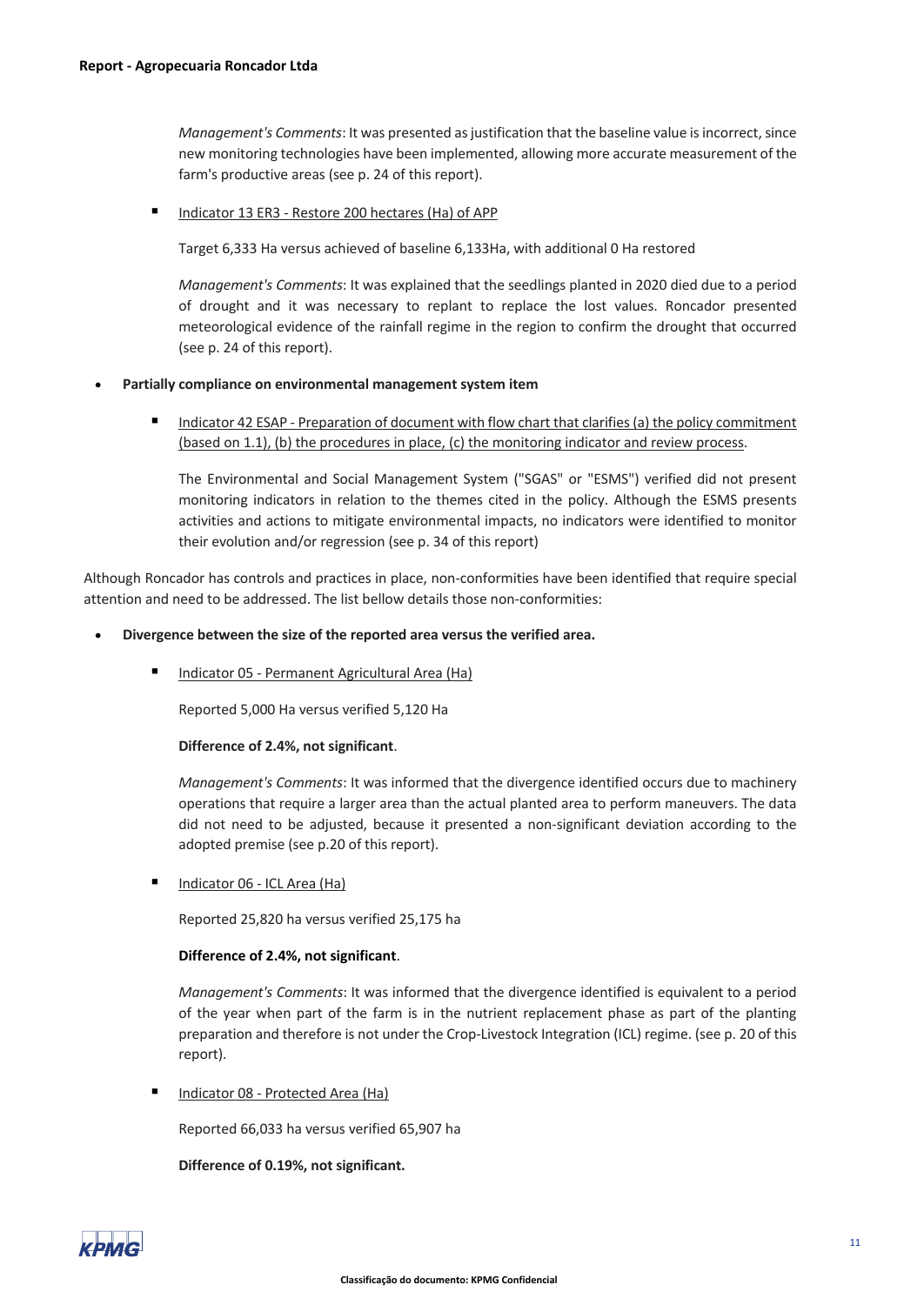*Management's Comments*: It was presented as justification that the baseline value is incorrect, since new monitoring technologies have been implemented, allowing more accurate measurement of the farm's productive areas (see p. 24 of this report).

- Indicator 13 ER3 - Restore 200 hectares (Ha) of APP

  Target 6,333 Ha versus achieved of baseline 6,133Ha, with additional 0 Ha restored

  *Management's Comments*: It was explained that the seedlings planted in 2020 died due to a period of drought and it was necessary to replant to replace the lost values. Roncador presented meteorological evidence of the rainfall regime in the region to confirm the drought that occurred (see p. 24 of this report).

- **Partially compliance on environmental management system item**

  - Indicator 42 ESAP - Preparation of document with flow chart that clarifies (a) the policy commitment (based on 1.1), (b) the procedures in place, (c) the monitoring indicator and review process.

    The Environmental and Social Management System ("SGAS" or "ESMS") verified did not present monitoring indicators in relation to the themes cited in the policy. Although the ESMS presents activities and actions to mitigate environmental impacts, no indicators were identified to monitor their evolution and/or regression (see p. 34 of this report)

Although Roncador has controls and practices in place, non-conformities have been identified that require special attention and need to be addressed. The list bellow details those non-conformities:

- **Divergence between the size of the reported area versus the verified area.**

  - Indicator 05 - Permanent Agricultural Area (Ha)

    Reported 5,000 Ha versus verified 5,120 Ha

    **Difference of 2.4%, not significant**.

    *Management's Comments*: It was informed that the divergence identified occurs due to machinery operations that require a larger area than the actual planted area to perform maneuvers. The data did not need to be adjusted, because it presented a non-significant deviation according to the adopted premise (see p.20 of this report).

  - Indicator 06 - ICL Area (Ha)

    Reported 25,820 ha versus verified 25,175 ha

    **Difference of 2.4%, not significant**.

    *Management's Comments*: It was informed that the divergence identified is equivalent to a period of the year when part of the farm is in the nutrient replacement phase as part of the planting preparation and therefore is not under the Crop-Livestock Integration (ICL) regime. (see p. 20 of this report).

  - Indicator 08 - Protected Area (Ha)

    Reported 66,033 ha versus verified 65,907 ha

    **Difference of 0.19%, not significant.**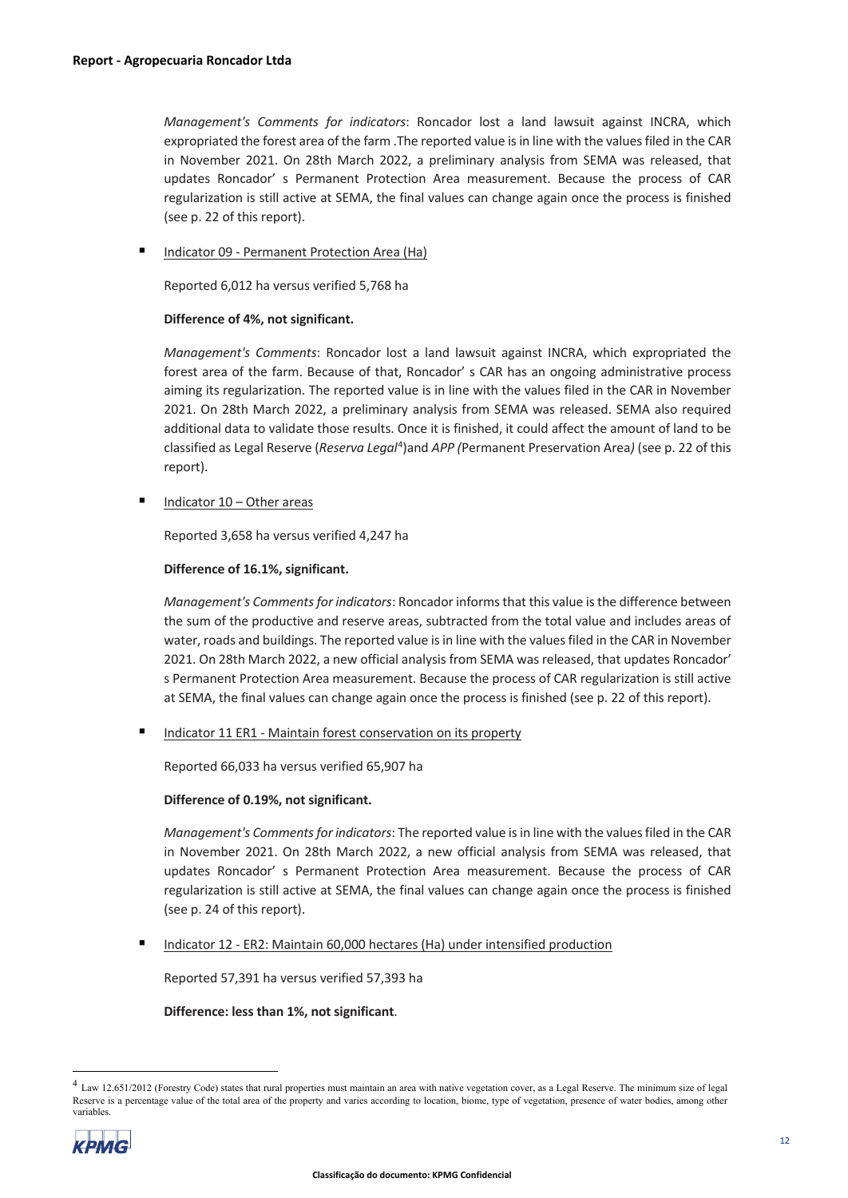*Management's Comments for indicators*: Roncador lost a land lawsuit against INCRA, which expropriated the forest area of the farm .The reported value is in line with the values filed in the CAR in November 2021. On 28th March 2022, a preliminary analysis from SEMA was released, that updates Roncador' s Permanent Protection Area measurement. Because the process of CAR regularization is still active at SEMA, the final values can change again once the process is finished (see p. 22 of this report).

- Indicator 09 - Permanent Protection Area (Ha)

  Reported 6,012 ha versus verified 5,768 ha

  **Difference of 4%, not significant.**

  *Management's Comments*: Roncador lost a land lawsuit against INCRA, which expropriated the forest area of the farm. Because of that, Roncador' s CAR has an ongoing administrative process aiming its regularization. The reported value is in line with the values filed in the CAR in November 2021. On 28th March 2022, a preliminary analysis from SEMA was released. SEMA also required additional data to validate those results. Once it is finished, it could affect the amount of land to be classified as Legal Reserve (*Reserva Legal*[4])and *APP (*Permanent Preservation Area*)* (see p. 22 of this report).

- Indicator 10 – Other areas

  Reported 3,658 ha versus verified 4,247 ha

  **Difference of 16.1%, significant.**

  *Management's Comments for indicators*: Roncador informs that this value is the difference between the sum of the productive and reserve areas, subtracted from the total value and includes areas of water, roads and buildings. The reported value is in line with the values filed in the CAR in November 2021. On 28th March 2022, a new official analysis from SEMA was released, that updates Roncador' s Permanent Protection Area measurement. Because the process of CAR regularization is still active at SEMA, the final values can change again once the process is finished (see p. 22 of this report).

- Indicator 11 ER1 - Maintain forest conservation on its property

  Reported 66,033 ha versus verified 65,907 ha

  **Difference of 0.19%, not significant.**

  *Management's Comments for indicators*: The reported value is in line with the values filed in the CAR in November 2021. On 28th March 2022, a new official analysis from SEMA was released, that updates Roncador' s Permanent Protection Area measurement. Because the process of CAR regularization is still active at SEMA, the final values can change again once the process is finished (see p. 24 of this report).

- Indicator 12 - ER2: Maintain 60,000 hectares (Ha) under intensified production

  Reported 57,391 ha versus verified 57,393 ha

  **Difference: less than 1%, not significant**.

[4] Law 12.651/2012 (Forestry Code) states that rural properties must maintain an area with native vegetation cover, as a Legal Reserve. The minimum size of legal Reserve is a percentage value of the total area of the property and varies according to location, biome, type of vegetation, presence of water bodies, among other variables.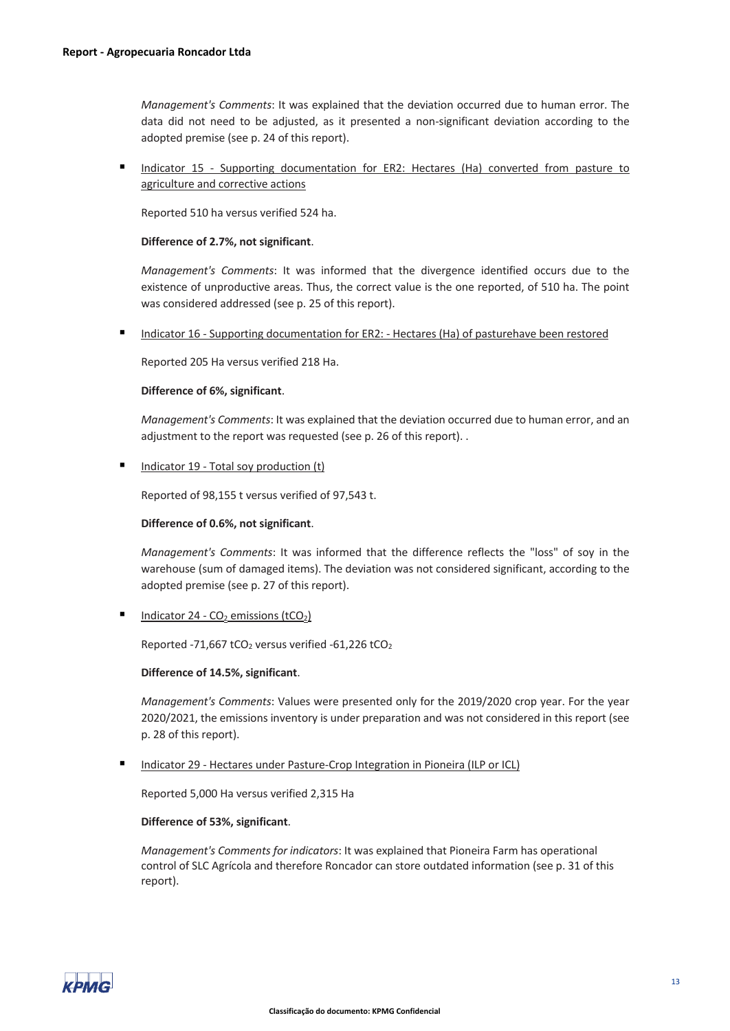*Management's Comments*: It was explained that the deviation occurred due to human error. The data did not need to be adjusted, as it presented a non-significant deviation according to the adopted premise (see p. 24 of this report).

- Indicator 15 - Supporting documentation for ER2: Hectares (Ha) converted from pasture to agriculture and corrective actions

  Reported 510 ha versus verified 524 ha.

  **Difference of 2.7%, not significant**.

  *Management's Comments*: It was informed that the divergence identified occurs due to the existence of unproductive areas. Thus, the correct value is the one reported, of 510 ha. The point was considered addressed (see p. 25 of this report).

- Indicator 16 - Supporting documentation for ER2: - Hectares (Ha) of pasturehave been restored

  Reported 205 Ha versus verified 218 Ha.

  **Difference of 6%, significant**.

  *Management's Comments*: It was explained that the deviation occurred due to human error, and an adjustment to the report was requested (see p. 26 of this report). .

- Indicator 19 - Total soy production (t)

  Reported of 98,155 t versus verified of 97,543 t.

  **Difference of 0.6%, not significant**.

  *Management's Comments*: It was informed that the difference reflects the "loss" of soy in the warehouse (sum of damaged items). The deviation was not considered significant, according to the adopted premise (see p. 27 of this report).

- Indicator 24 - $CO_2$ emissions ($tCO_2$)

  Reported -71,667 $tCO_2$ versus verified -61,226 $tCO_2$

  **Difference of 14.5%, significant**.

  *Management's Comments*: Values were presented only for the 2019/2020 crop year. For the year 2020/2021, the emissions inventory is under preparation and was not considered in this report (see p. 28 of this report).

- Indicator 29 - Hectares under Pasture-Crop Integration in Pioneira (ILP or ICL)

  Reported 5,000 Ha versus verified 2,315 Ha

  **Difference of 53%, significant**.

  *Management's Comments for indicators*: It was explained that Pioneira Farm has operational control of SLC Agrícola and therefore Roncador can store outdated information (see p. 31 of this report).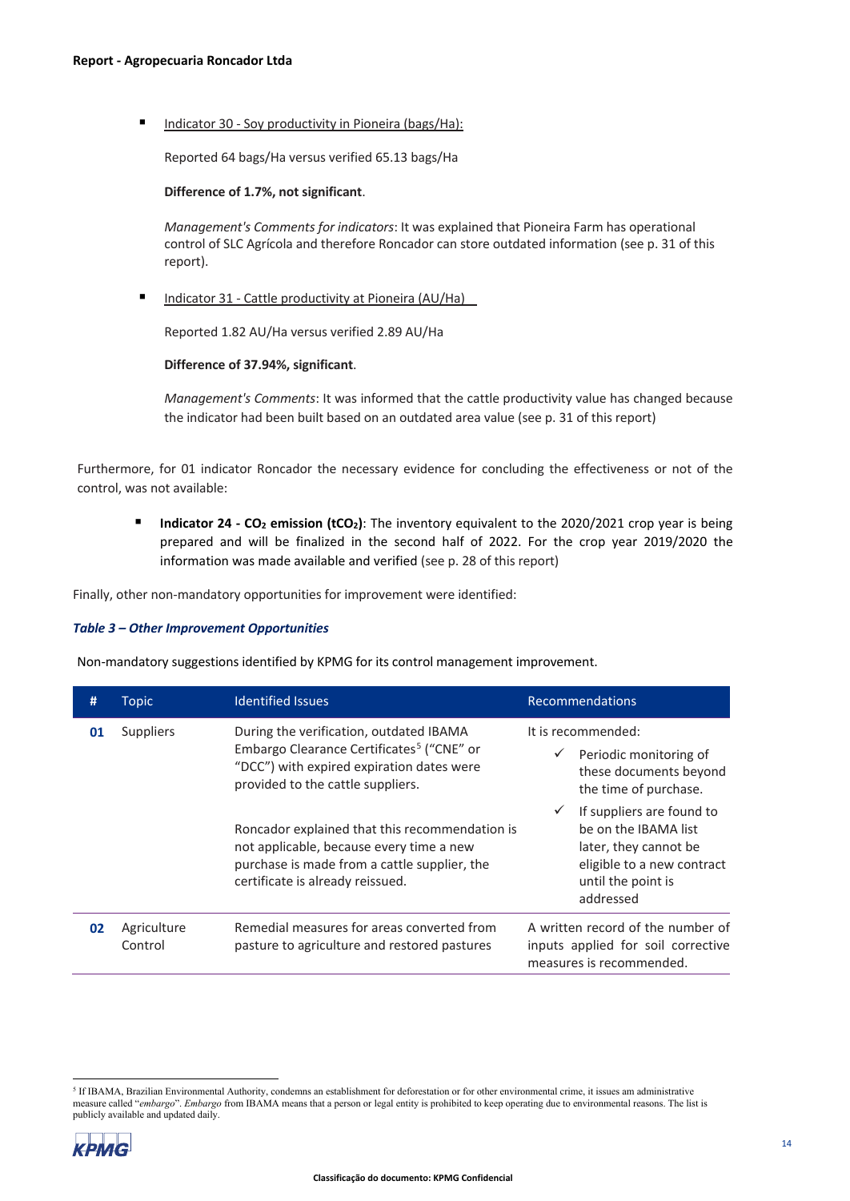- Indicator 30 - Soy productivity in Pioneira (bags/Ha):

  Reported 64 bags/Ha versus verified 65.13 bags/Ha

  **Difference of 1.7%, not significant**.

  *Management's Comments for indicators*: It was explained that Pioneira Farm has operational control of SLC Agrícola and therefore Roncador can store outdated information (see p. 31 of this report).

- Indicator 31 - Cattle productivity at Pioneira (AU/Ha)

  Reported 1.82 AU/Ha versus verified 2.89 AU/Ha

  **Difference of 37.94%, significant**.

  *Management's Comments*: It was informed that the cattle productivity value has changed because the indicator had been built based on an outdated area value (see p. 31 of this report)

Furthermore, for 01 indicator Roncador the necessary evidence for concluding the effectiveness or not of the control, was not available:

- **Indicator 24 - $CO_2$ emission ($tCO_2$)**: The inventory equivalent to the 2020/2021 crop year is being prepared and will be finalized in the second half of 2022. For the crop year 2019/2020 the information was made available and verified (see p. 28 of this report)

Finally, other non-mandatory opportunities for improvement were identified:

***Table 3 – Other Improvement Opportunities***

Non-mandatory suggestions identified by KPMG for its control management improvement.

| # | Topic | Identified Issues | Recommendations |
|---|---|---|---|
| **01** | Suppliers | During the verification, outdated IBAMA Embargo Clearance Certificates[5] ("CNE" or "DCC") with expired expiration dates were provided to the cattle suppliers.<br><br>Roncador explained that this recommendation is not applicable, because every time a new purchase is made from a cattle supplier, the certificate is already reissued. | It is recommended:<br>✓ Periodic monitoring of these documents beyond the time of purchase.<br>✓ If suppliers are found to be on the IBAMA list later, they cannot be eligible to a new contract until the point is addressed |
| **02** | Agriculture Control | Remedial measures for areas converted from pasture to agriculture and restored pastures | A written record of the number of inputs applied for soil corrective measures is recommended. |

[5] If IBAMA, Brazilian Environmental Authority, condemns an establishment for deforestation or for other environmental crime, it issues am administrative measure called "*embargo*". *Embargo* from IBAMA means that a person or legal entity is prohibited to keep operating due to environmental reasons. The list is publicly available and updated daily.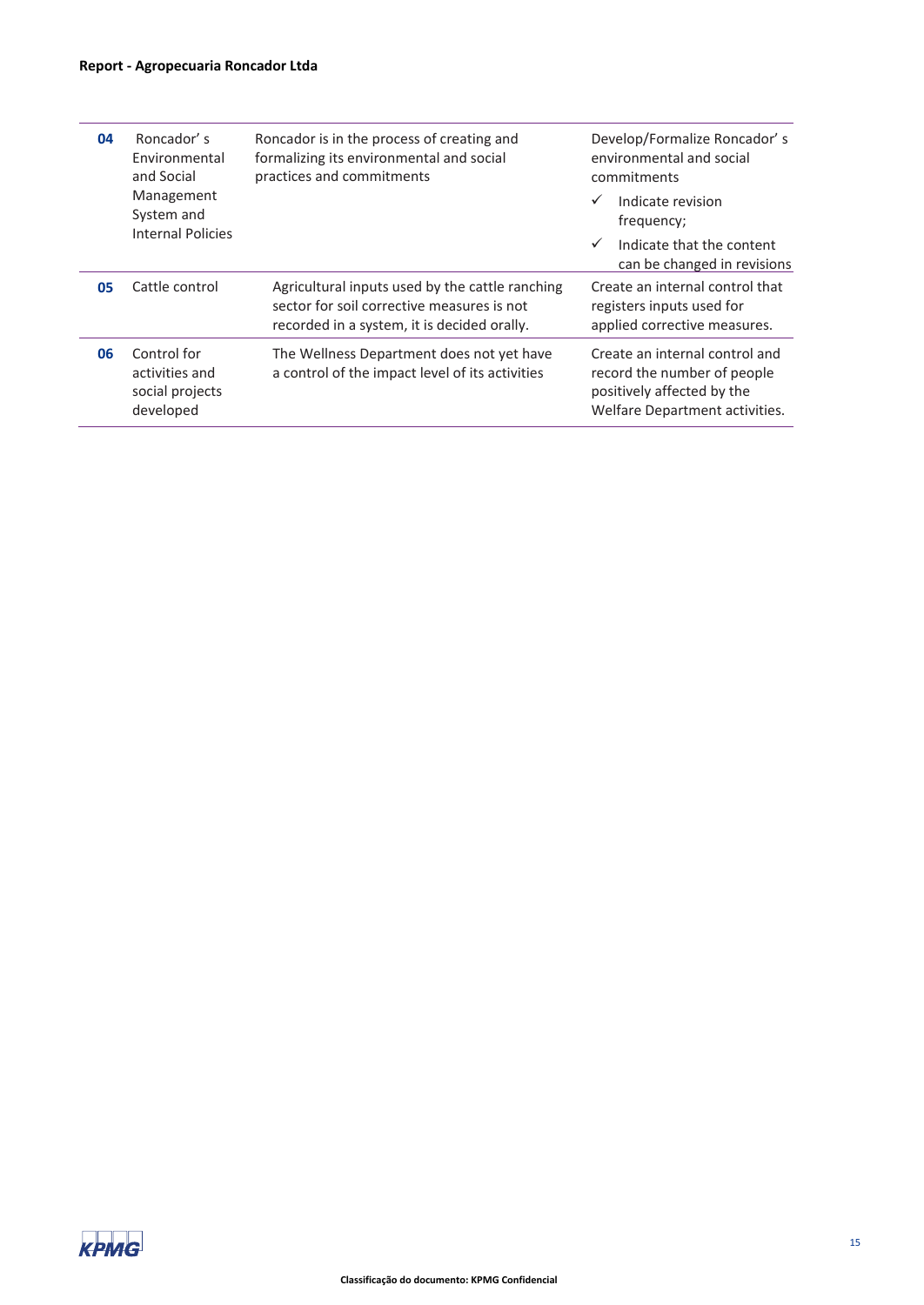| | | | |
|---|---|---|---|
| **04** | Roncador' s Environmental and Social Management System and Internal Policies | Roncador is in the process of creating and formalizing its environmental and social practices and commitments | Develop/Formalize Roncador' s environmental and social commitments<br>✓ Indicate revision frequency;<br>✓ Indicate that the content can be changed in revisions |
| **05** | Cattle control | Agricultural inputs used by the cattle ranching sector for soil corrective measures is not recorded in a system, it is decided orally. | Create an internal control that registers inputs used for applied corrective measures. |
| **06** | Control for activities and social projects developed | The Wellness Department does not yet have a control of the impact level of its activities | Create an internal control and record the number of people positively affected by the Welfare Department activities. |